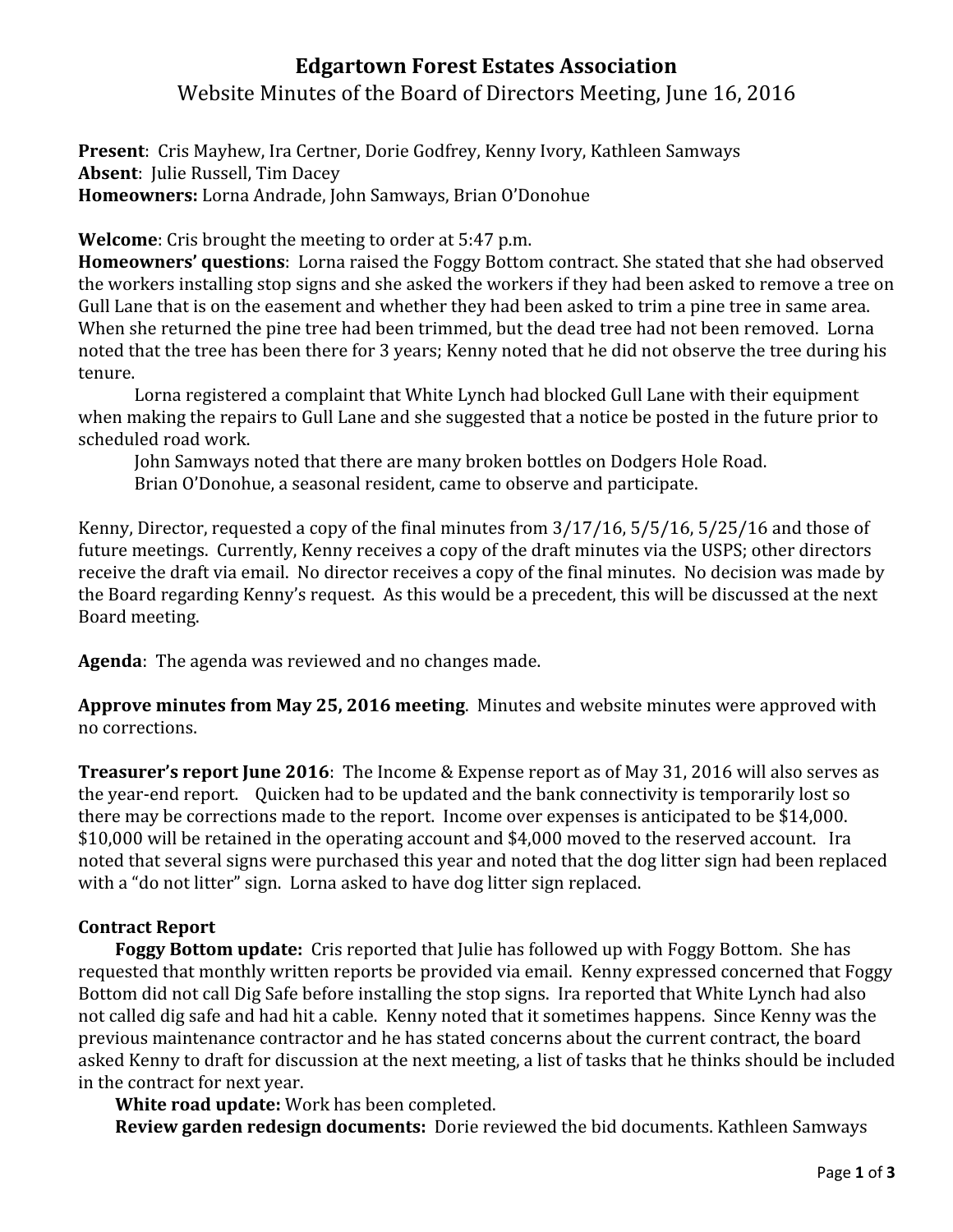# Edgartown Forest Estates Association

## Website Minutes of the Board of Directors Meeting, June 16, 2016

**Present**: Cris Mayhew, Ira Certner, Dorie Godfrey, Kenny Ivory, Kathleen Samways
**Absent**: Julie Russell, Tim Dacey
**Homeowners:** Lorna Andrade, John Samways, Brian O'Donohue

**Welcome**: Cris brought the meeting to order at 5:47 p.m.
**Homeowners' questions**: Lorna raised the Foggy Bottom contract. She stated that she had observed the workers installing stop signs and she asked the workers if they had been asked to remove a tree on Gull Lane that is on the easement and whether they had been asked to trim a pine tree in same area. When she returned the pine tree had been trimmed, but the dead tree had not been removed. Lorna noted that the tree has been there for 3 years; Kenny noted that he did not observe the tree during his tenure.

Lorna registered a complaint that White Lynch had blocked Gull Lane with their equipment when making the repairs to Gull Lane and she suggested that a notice be posted in the future prior to scheduled road work.

John Samways noted that there are many broken bottles on Dodgers Hole Road.

Brian O'Donohue, a seasonal resident, came to observe and participate.

Kenny, Director, requested a copy of the final minutes from 3/17/16, 5/5/16, 5/25/16 and those of future meetings. Currently, Kenny receives a copy of the draft minutes via the USPS; other directors receive the draft via email. No director receives a copy of the final minutes. No decision was made by the Board regarding Kenny's request. As this would be a precedent, this will be discussed at the next Board meeting.

**Agenda**: The agenda was reviewed and no changes made.

**Approve minutes from May 25, 2016 meeting**. Minutes and website minutes were approved with no corrections.

**Treasurer's report June 2016**: The Income & Expense report as of May 31, 2016 will also serves as the year-end report. Quicken had to be updated and the bank connectivity is temporarily lost so there may be corrections made to the report. Income over expenses is anticipated to be $14,000. $10,000 will be retained in the operating account and $4,000 moved to the reserved account. Ira noted that several signs were purchased this year and noted that the dog litter sign had been replaced with a "do not litter" sign. Lorna asked to have dog litter sign replaced.

**Contract Report**

**Foggy Bottom update:** Cris reported that Julie has followed up with Foggy Bottom. She has requested that monthly written reports be provided via email. Kenny expressed concerned that Foggy Bottom did not call Dig Safe before installing the stop signs. Ira reported that White Lynch had also not called dig safe and had hit a cable. Kenny noted that it sometimes happens. Since Kenny was the previous maintenance contractor and he has stated concerns about the current contract, the board asked Kenny to draft for discussion at the next meeting, a list of tasks that he thinks should be included in the contract for next year.

**White road update:** Work has been completed.

**Review garden redesign documents:** Dorie reviewed the bid documents. Kathleen Samways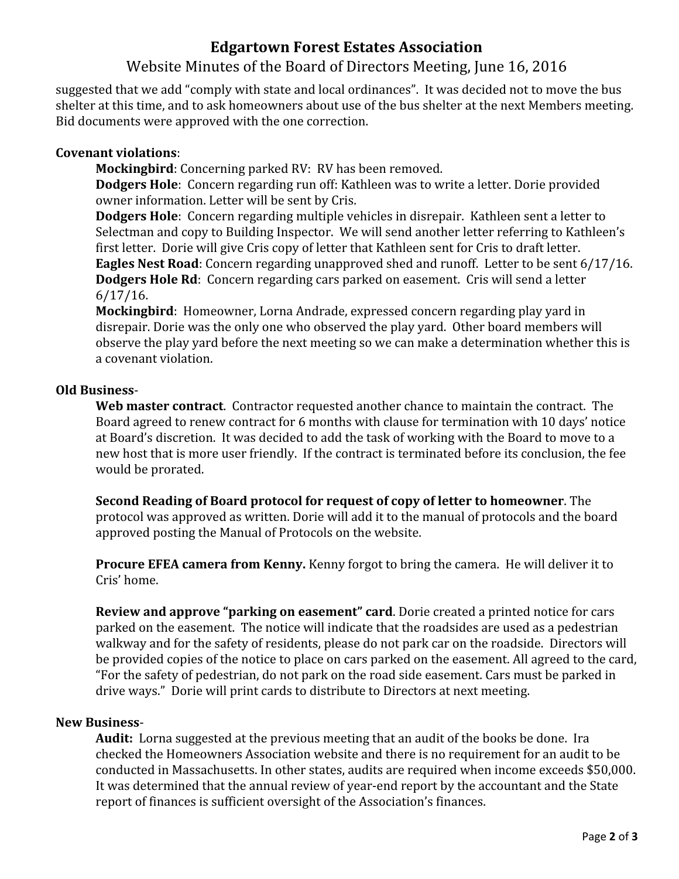suggested that we add "comply with state and local ordinances". It was decided not to move the bus shelter at this time, and to ask homeowners about use of the bus shelter at the next Members meeting. Bid documents were approved with the one correction.

**Covenant violations**:

**Mockingbird**: Concerning parked RV: RV has been removed.

**Dodgers Hole**: Concern regarding run off: Kathleen was to write a letter. Dorie provided owner information. Letter will be sent by Cris.

**Dodgers Hole**: Concern regarding multiple vehicles in disrepair. Kathleen sent a letter to Selectman and copy to Building Inspector. We will send another letter referring to Kathleen's first letter. Dorie will give Cris copy of letter that Kathleen sent for Cris to draft letter.

**Eagles Nest Road**: Concern regarding unapproved shed and runoff. Letter to be sent 6/17/16.

**Dodgers Hole Rd**: Concern regarding cars parked on easement. Cris will send a letter 6/17/16.

**Mockingbird**: Homeowner, Lorna Andrade, expressed concern regarding play yard in disrepair. Dorie was the only one who observed the play yard. Other board members will observe the play yard before the next meeting so we can make a determination whether this is a covenant violation.

**Old Business**-

**Web master contract**. Contractor requested another chance to maintain the contract. The Board agreed to renew contract for 6 months with clause for termination with 10 days' notice at Board's discretion. It was decided to add the task of working with the Board to move to a new host that is more user friendly. If the contract is terminated before its conclusion, the fee would be prorated.

**Second Reading of Board protocol for request of copy of letter to homeowner**. The protocol was approved as written. Dorie will add it to the manual of protocols and the board approved posting the Manual of Protocols on the website.

**Procure EFEA camera from Kenny.** Kenny forgot to bring the camera. He will deliver it to Cris' home.

**Review and approve "parking on easement" card**. Dorie created a printed notice for cars parked on the easement. The notice will indicate that the roadsides are used as a pedestrian walkway and for the safety of residents, please do not park car on the roadside. Directors will be provided copies of the notice to place on cars parked on the easement. All agreed to the card, "For the safety of pedestrian, do not park on the road side easement. Cars must be parked in drive ways." Dorie will print cards to distribute to Directors at next meeting.

**New Business**-

**Audit:** Lorna suggested at the previous meeting that an audit of the books be done. Ira checked the Homeowners Association website and there is no requirement for an audit to be conducted in Massachusetts. In other states, audits are required when income exceeds $50,000. It was determined that the annual review of year-end report by the accountant and the State report of finances is sufficient oversight of the Association's finances.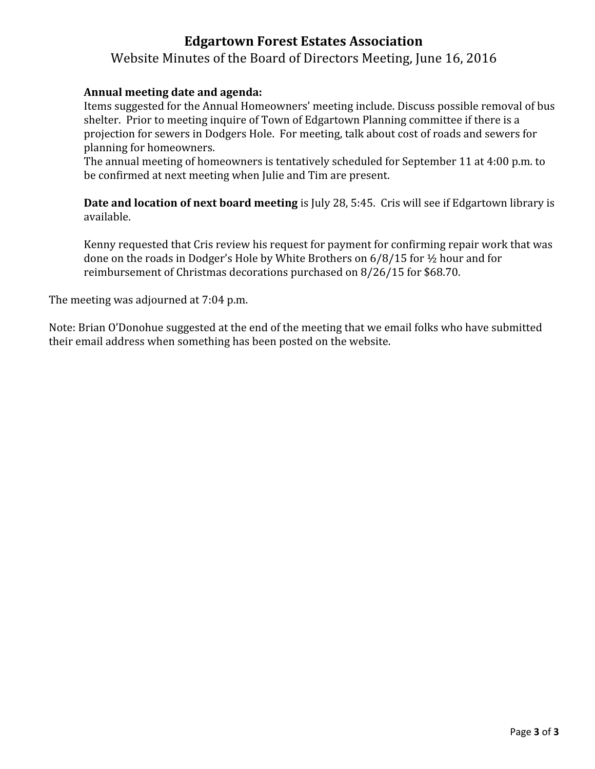# Edgartown Forest Estates Association

Website Minutes of the Board of Directors Meeting, June 16, 2016

**Annual meeting date and agenda:**
Items suggested for the Annual Homeowners' meeting include. Discuss possible removal of bus shelter. Prior to meeting inquire of Town of Edgartown Planning committee if there is a projection for sewers in Dodgers Hole. For meeting, talk about cost of roads and sewers for planning for homeowners.
The annual meeting of homeowners is tentatively scheduled for September 11 at 4:00 p.m. to be confirmed at next meeting when Julie and Tim are present.

**Date and location of next board meeting** is July 28, 5:45. Cris will see if Edgartown library is available.

Kenny requested that Cris review his request for payment for confirming repair work that was done on the roads in Dodger's Hole by White Brothers on 6/8/15 for ½ hour and for reimbursement of Christmas decorations purchased on 8/26/15 for $68.70.

The meeting was adjourned at 7:04 p.m.

Note: Brian O'Donohue suggested at the end of the meeting that we email folks who have submitted their email address when something has been posted on the website.